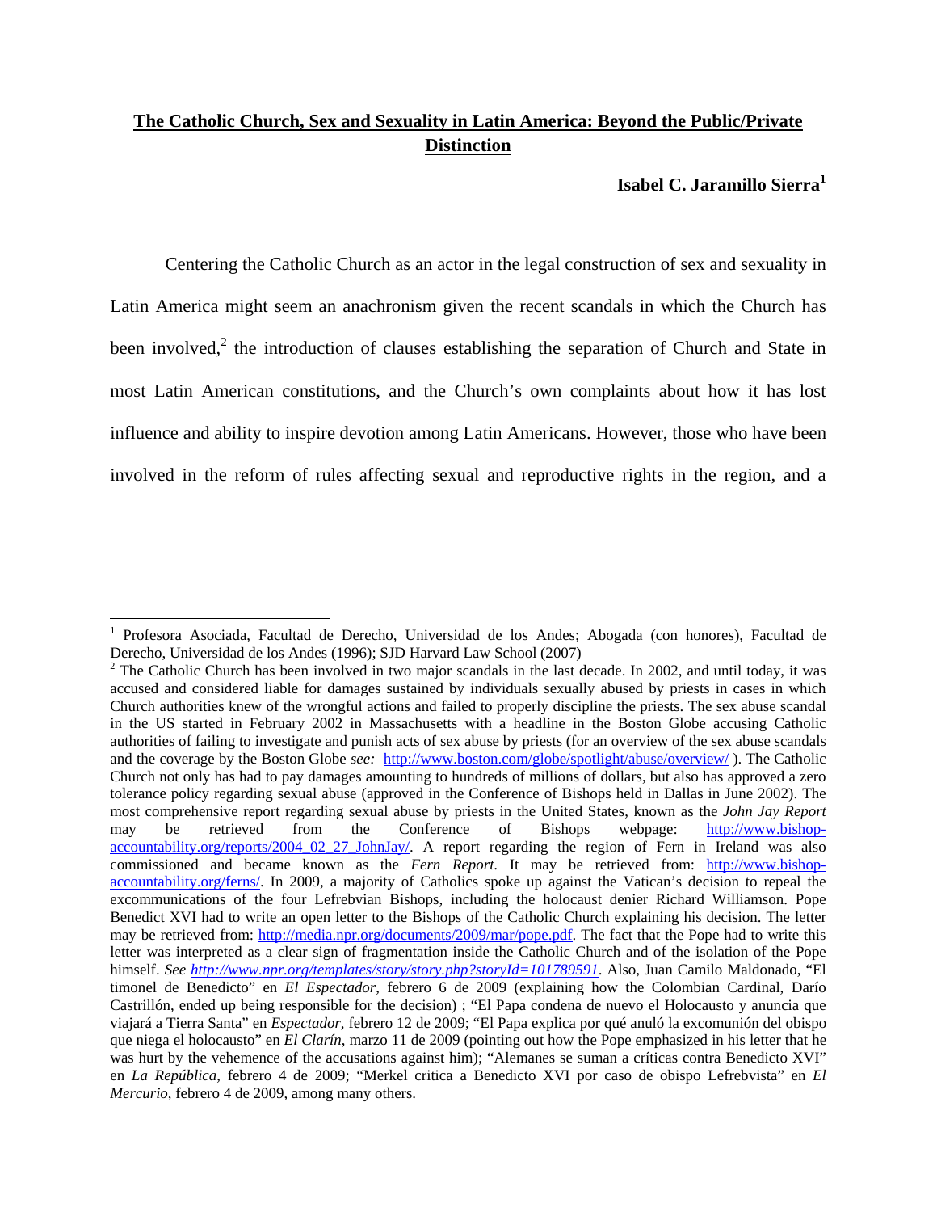# **The Catholic Church, Sex and Sexuality in Latin America: Beyond the Public/Private Distinction**

**Isabel C. Jaramillo Sierra**[1]

Centering the Catholic Church as an actor in the legal construction of sex and sexuality in Latin America might seem an anachronism given the recent scandals in which the Church has been involved,[2] the introduction of clauses establishing the separation of Church and State in most Latin American constitutions, and the Church's own complaints about how it has lost influence and ability to inspire devotion among Latin Americans. However, those who have been involved in the reform of rules affecting sexual and reproductive rights in the region, and a

---

[1] Profesora Asociada, Facultad de Derecho, Universidad de los Andes; Abogada (con honores), Facultad de Derecho, Universidad de los Andes (1996); SJD Harvard Law School (2007)

[2] The Catholic Church has been involved in two major scandals in the last decade. In 2002, and until today, it was accused and considered liable for damages sustained by individuals sexually abused by priests in cases in which Church authorities knew of the wrongful actions and failed to properly discipline the priests. The sex abuse scandal in the US started in February 2002 in Massachusetts with a headline in the Boston Globe accusing Catholic authorities of failing to investigate and punish acts of sex abuse by priests (for an overview of the sex abuse scandals and the coverage by the Boston Globe *see:* http://www.boston.com/globe/spotlight/abuse/overview/ ). The Catholic Church not only has had to pay damages amounting to hundreds of millions of dollars, but also has approved a zero tolerance policy regarding sexual abuse (approved in the Conference of Bishops held in Dallas in June 2002). The most comprehensive report regarding sexual abuse by priests in the United States, known as the *John Jay Report* may be retrieved from the Conference of Bishops webpage: http://www.bishop-accountability.org/reports/2004_02_27_JohnJay/. A report regarding the region of Fern in Ireland was also commissioned and became known as the *Fern Report.* It may be retrieved from: http://www.bishop-accountability.org/ferns/. In 2009, a majority of Catholics spoke up against the Vatican's decision to repeal the excommunications of the four Lefrebvian Bishops, including the holocaust denier Richard Williamson. Pope Benedict XVI had to write an open letter to the Bishops of the Catholic Church explaining his decision. The letter may be retrieved from: http://media.npr.org/documents/2009/mar/pope.pdf. The fact that the Pope had to write this letter was interpreted as a clear sign of fragmentation inside the Catholic Church and of the isolation of the Pope himself. *See http://www.npr.org/templates/story/story.php?storyId=101789591*. Also, Juan Camilo Maldonado, "El timonel de Benedicto" en *El Espectador*, febrero 6 de 2009 (explaining how the Colombian Cardinal, Darío Castrillón, ended up being responsible for the decision) ; "El Papa condena de nuevo el Holocausto y anuncia que viajará a Tierra Santa" en *Espectador*, febrero 12 de 2009; "El Papa explica por qué anuló la excomunión del obispo que niega el holocausto" en *El Clarín*, marzo 11 de 2009 (pointing out how the Pope emphasized in his letter that he was hurt by the vehemence of the accusations against him); "Alemanes se suman a críticas contra Benedicto XVI" en *La República*, febrero 4 de 2009; "Merkel critica a Benedicto XVI por caso de obispo Lefrebvista" en *El Mercurio*, febrero 4 de 2009, among many others.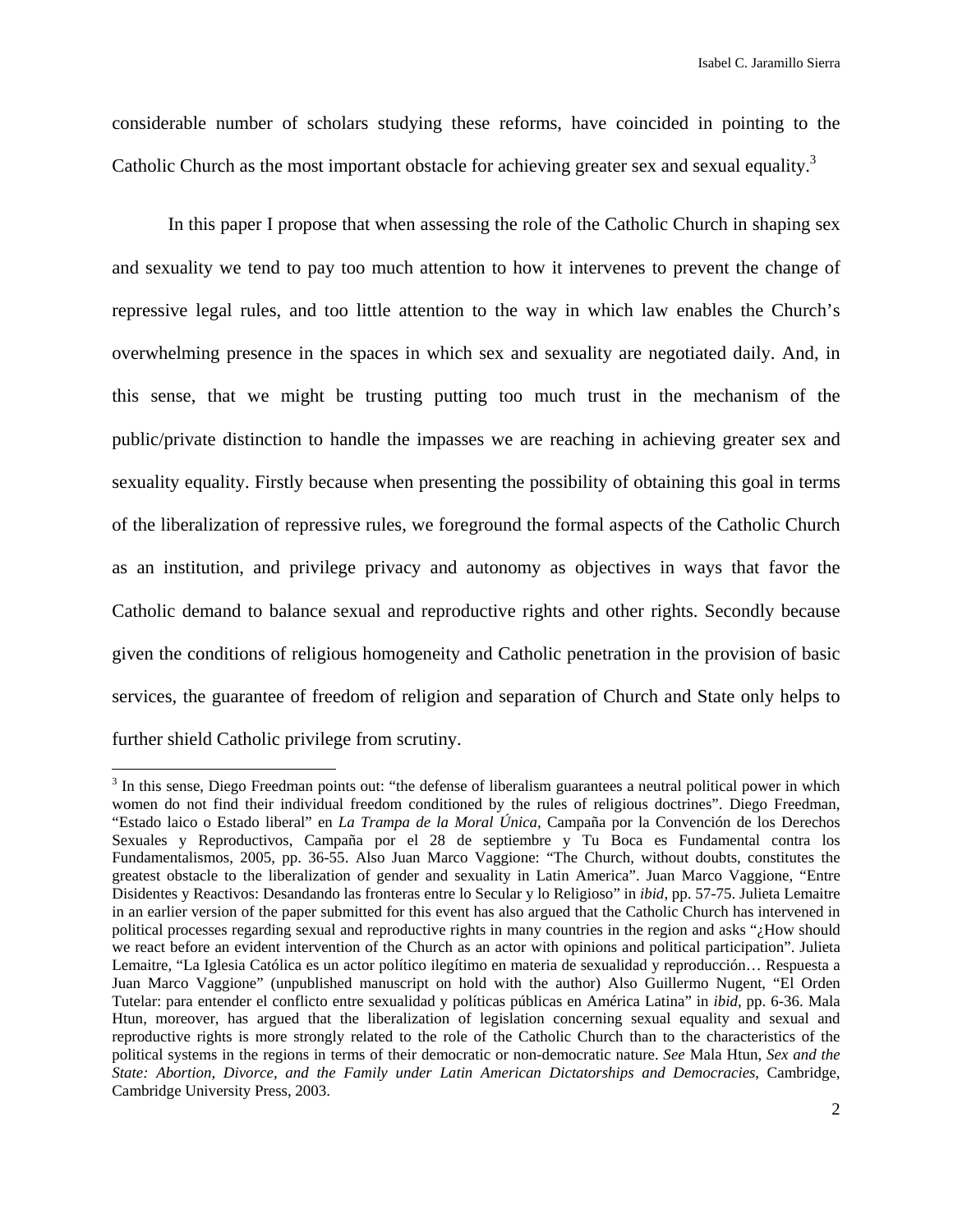considerable number of scholars studying these reforms, have coincided in pointing to the Catholic Church as the most important obstacle for achieving greater sex and sexual equality.[3]

In this paper I propose that when assessing the role of the Catholic Church in shaping sex and sexuality we tend to pay too much attention to how it intervenes to prevent the change of repressive legal rules, and too little attention to the way in which law enables the Church's overwhelming presence in the spaces in which sex and sexuality are negotiated daily. And, in this sense, that we might be trusting putting too much trust in the mechanism of the public/private distinction to handle the impasses we are reaching in achieving greater sex and sexuality equality. Firstly because when presenting the possibility of obtaining this goal in terms of the liberalization of repressive rules, we foreground the formal aspects of the Catholic Church as an institution, and privilege privacy and autonomy as objectives in ways that favor the Catholic demand to balance sexual and reproductive rights and other rights. Secondly because given the conditions of religious homogeneity and Catholic penetration in the provision of basic services, the guarantee of freedom of religion and separation of Church and State only helps to further shield Catholic privilege from scrutiny.

---

[3] In this sense, Diego Freedman points out: "the defense of liberalism guarantees a neutral political power in which women do not find their individual freedom conditioned by the rules of religious doctrines". Diego Freedman, "Estado laico o Estado liberal" en *La Trampa de la Moral Única*, Campaña por la Convención de los Derechos Sexuales y Reproductivos, Campaña por el 28 de septiembre y Tu Boca es Fundamental contra los Fundamentalismos, 2005, pp. 36-55. Also Juan Marco Vaggione: "The Church, without doubts, constitutes the greatest obstacle to the liberalization of gender and sexuality in Latin America". Juan Marco Vaggione, "Entre Disidentes y Reactivos: Desandando las fronteras entre lo Secular y lo Religioso" in *ibid*, pp. 57-75. Julieta Lemaitre in an earlier version of the paper submitted for this event has also argued that the Catholic Church has intervened in political processes regarding sexual and reproductive rights in many countries in the region and asks "¿How should we react before an evident intervention of the Church as an actor with opinions and political participation". Julieta Lemaitre, "La Iglesia Católica es un actor político ilegítimo en materia de sexualidad y reproducción… Respuesta a Juan Marco Vaggione" (unpublished manuscript on hold with the author) Also Guillermo Nugent, "El Orden Tutelar: para entender el conflicto entre sexualidad y políticas públicas en América Latina" in *ibid*, pp. 6-36. Mala Htun, moreover, has argued that the liberalization of legislation concerning sexual equality and sexual and reproductive rights is more strongly related to the role of the Catholic Church than to the characteristics of the political systems in the regions in terms of their democratic or non-democratic nature. *See* Mala Htun, *Sex and the State: Abortion, Divorce, and the Family under Latin American Dictatorships and Democracies*, Cambridge, Cambridge University Press, 2003.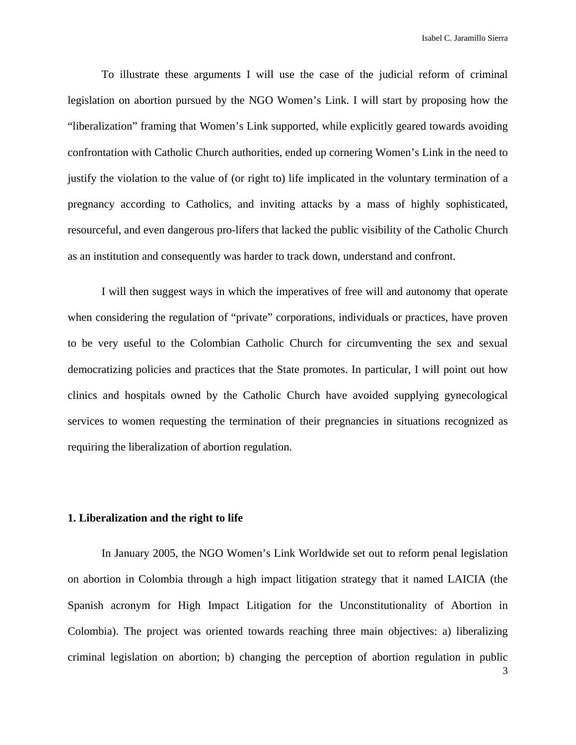To illustrate these arguments I will use the case of the judicial reform of criminal legislation on abortion pursued by the NGO Women's Link. I will start by proposing how the "liberalization" framing that Women's Link supported, while explicitly geared towards avoiding confrontation with Catholic Church authorities, ended up cornering Women's Link in the need to justify the violation to the value of (or right to) life implicated in the voluntary termination of a pregnancy according to Catholics, and inviting attacks by a mass of highly sophisticated, resourceful, and even dangerous pro-lifers that lacked the public visibility of the Catholic Church as an institution and consequently was harder to track down, understand and confront.

I will then suggest ways in which the imperatives of free will and autonomy that operate when considering the regulation of "private" corporations, individuals or practices, have proven to be very useful to the Colombian Catholic Church for circumventing the sex and sexual democratizing policies and practices that the State promotes. In particular, I will point out how clinics and hospitals owned by the Catholic Church have avoided supplying gynecological services to women requesting the termination of their pregnancies in situations recognized as requiring the liberalization of abortion regulation.

**1. Liberalization and the right to life**

In January 2005, the NGO Women's Link Worldwide set out to reform penal legislation on abortion in Colombia through a high impact litigation strategy that it named LAICIA (the Spanish acronym for High Impact Litigation for the Unconstitutionality of Abortion in Colombia). The project was oriented towards reaching three main objectives: a) liberalizing criminal legislation on abortion; b) changing the perception of abortion regulation in public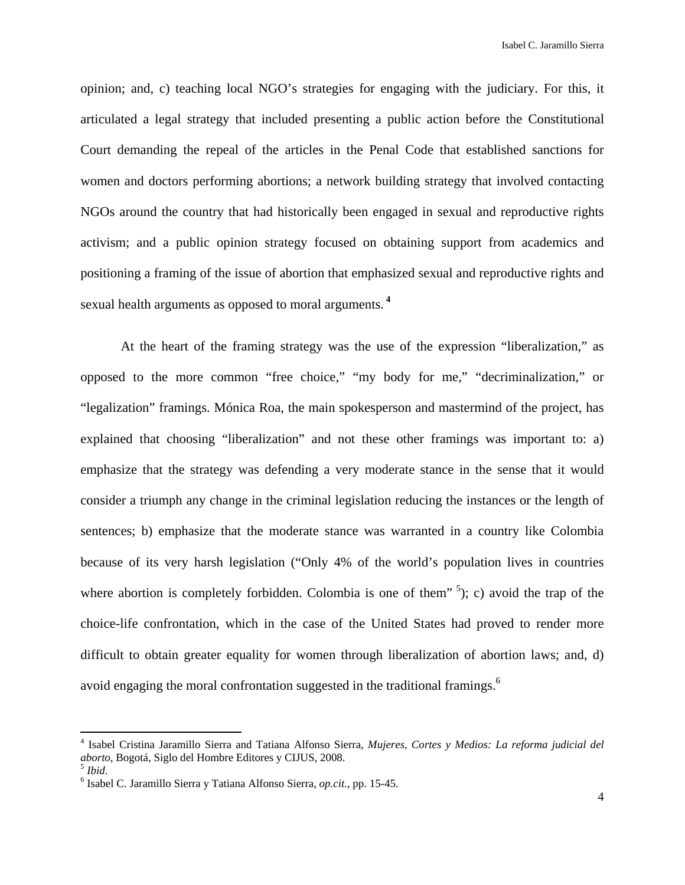opinion; and, c) teaching local NGO's strategies for engaging with the judiciary. For this, it articulated a legal strategy that included presenting a public action before the Constitutional Court demanding the repeal of the articles in the Penal Code that established sanctions for women and doctors performing abortions; a network building strategy that involved contacting NGOs around the country that had historically been engaged in sexual and reproductive rights activism; and a public opinion strategy focused on obtaining support from academics and positioning a framing of the issue of abortion that emphasized sexual and reproductive rights and sexual health arguments as opposed to moral arguments. [4]

At the heart of the framing strategy was the use of the expression "liberalization," as opposed to the more common "free choice," "my body for me," "decriminalization," or "legalization" framings. Mónica Roa, the main spokesperson and mastermind of the project, has explained that choosing "liberalization" and not these other framings was important to: a) emphasize that the strategy was defending a very moderate stance in the sense that it would consider a triumph any change in the criminal legislation reducing the instances or the length of sentences; b) emphasize that the moderate stance was warranted in a country like Colombia because of its very harsh legislation ("Only 4% of the world's population lives in countries where abortion is completely forbidden. Colombia is one of them" [5]); c) avoid the trap of the choice-life confrontation, which in the case of the United States had proved to render more difficult to obtain greater equality for women through liberalization of abortion laws; and, d) avoid engaging the moral confrontation suggested in the traditional framings.[6]

---

[4] Isabel Cristina Jaramillo Sierra and Tatiana Alfonso Sierra, *Mujeres, Cortes y Medios: La reforma judicial del aborto*, Bogotá, Siglo del Hombre Editores y CIJUS, 2008.

[5] *Ibid*.

[6] Isabel C. Jaramillo Sierra y Tatiana Alfonso Sierra, *op.cit.*, pp. 15-45.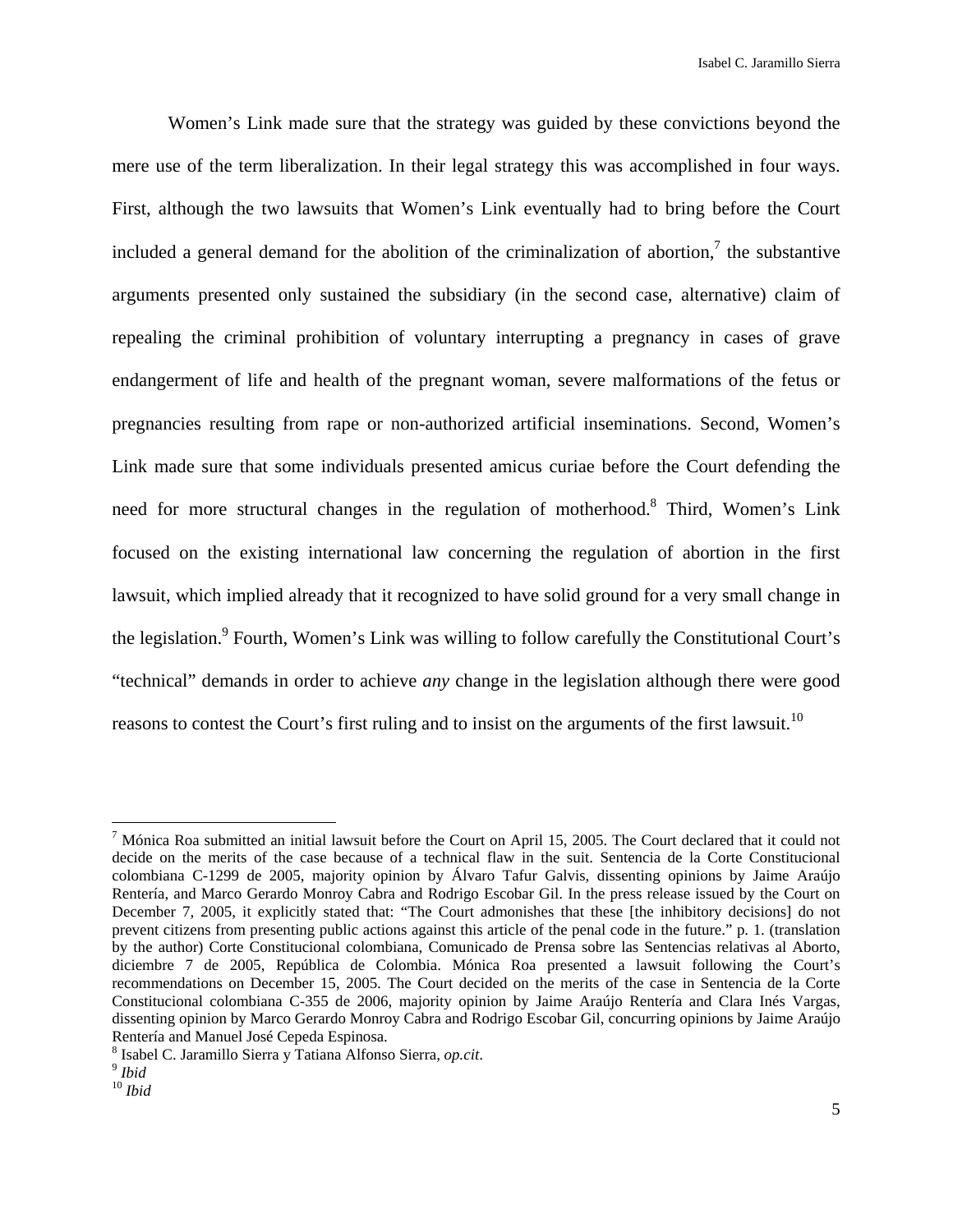Women's Link made sure that the strategy was guided by these convictions beyond the mere use of the term liberalization. In their legal strategy this was accomplished in four ways. First, although the two lawsuits that Women's Link eventually had to bring before the Court included a general demand for the abolition of the criminalization of abortion,[7] the substantive arguments presented only sustained the subsidiary (in the second case, alternative) claim of repealing the criminal prohibition of voluntary interrupting a pregnancy in cases of grave endangerment of life and health of the pregnant woman, severe malformations of the fetus or pregnancies resulting from rape or non-authorized artificial inseminations. Second, Women's Link made sure that some individuals presented amicus curiae before the Court defending the need for more structural changes in the regulation of motherhood.[8] Third, Women's Link focused on the existing international law concerning the regulation of abortion in the first lawsuit, which implied already that it recognized to have solid ground for a very small change in the legislation.[9] Fourth, Women's Link was willing to follow carefully the Constitutional Court's "technical" demands in order to achieve *any* change in the legislation although there were good reasons to contest the Court's first ruling and to insist on the arguments of the first lawsuit.[10]

---

[7] Mónica Roa submitted an initial lawsuit before the Court on April 15, 2005. The Court declared that it could not decide on the merits of the case because of a technical flaw in the suit. Sentencia de la Corte Constitucional colombiana C-1299 de 2005, majority opinion by Álvaro Tafur Galvis, dissenting opinions by Jaime Araújo Rentería, and Marco Gerardo Monroy Cabra and Rodrigo Escobar Gil. In the press release issued by the Court on December 7, 2005, it explicitly stated that: "The Court admonishes that these [the inhibitory decisions] do not prevent citizens from presenting public actions against this article of the penal code in the future." p. 1. (translation by the author) Corte Constitucional colombiana, Comunicado de Prensa sobre las Sentencias relativas al Aborto, diciembre 7 de 2005, República de Colombia. Mónica Roa presented a lawsuit following the Court's recommendations on December 15, 2005. The Court decided on the merits of the case in Sentencia de la Corte Constitucional colombiana C-355 de 2006, majority opinion by Jaime Araújo Rentería and Clara Inés Vargas, dissenting opinion by Marco Gerardo Monroy Cabra and Rodrigo Escobar Gil, concurring opinions by Jaime Araújo Rentería and Manuel José Cepeda Espinosa.

[8] Isabel C. Jaramillo Sierra y Tatiana Alfonso Sierra, *op.cit*.

[9] *Ibid*

[10] *Ibid*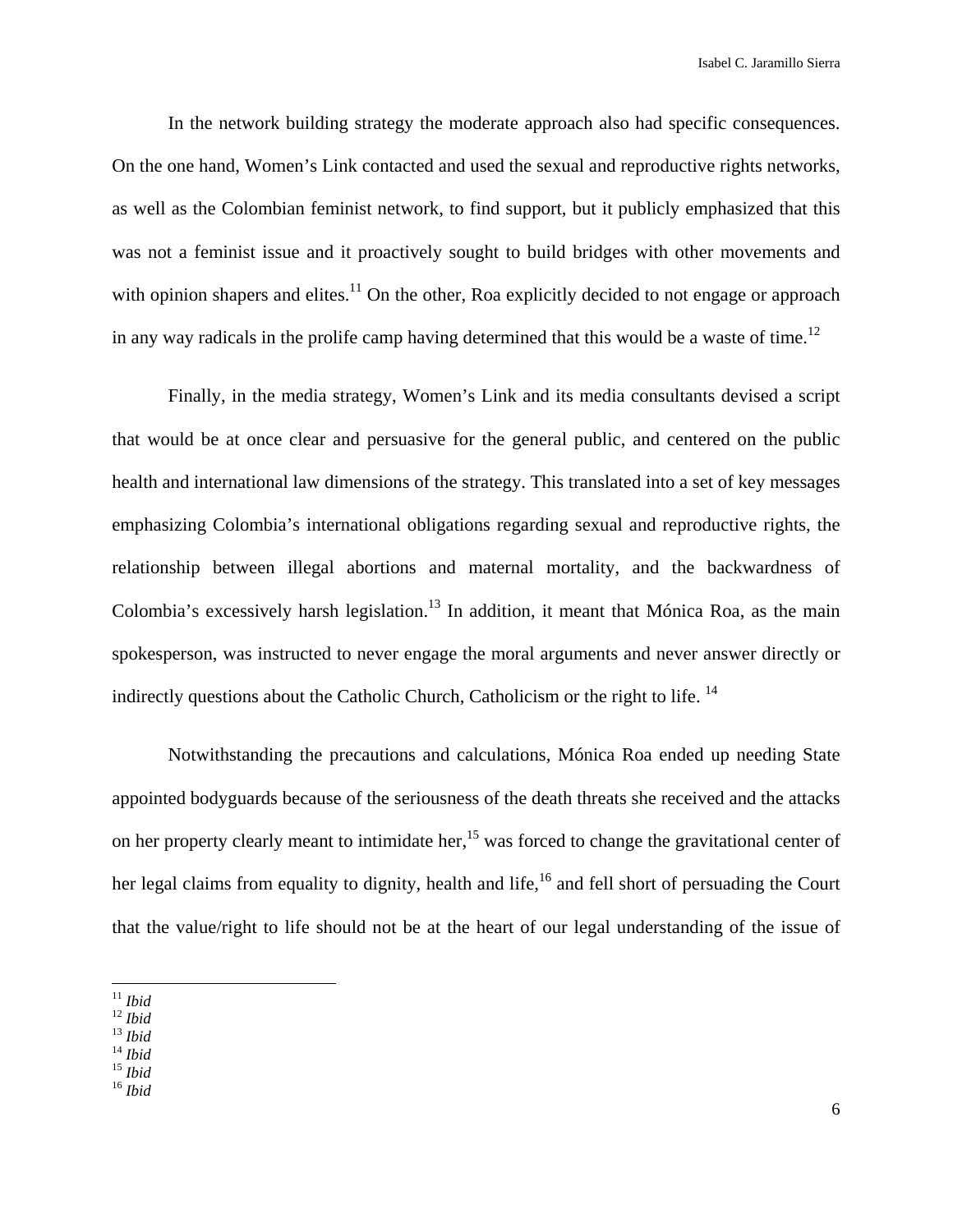In the network building strategy the moderate approach also had specific consequences. On the one hand, Women's Link contacted and used the sexual and reproductive rights networks, as well as the Colombian feminist network, to find support, but it publicly emphasized that this was not a feminist issue and it proactively sought to build bridges with other movements and with opinion shapers and elites.[11] On the other, Roa explicitly decided to not engage or approach in any way radicals in the prolife camp having determined that this would be a waste of time.[12]

Finally, in the media strategy, Women's Link and its media consultants devised a script that would be at once clear and persuasive for the general public, and centered on the public health and international law dimensions of the strategy. This translated into a set of key messages emphasizing Colombia's international obligations regarding sexual and reproductive rights, the relationship between illegal abortions and maternal mortality, and the backwardness of Colombia's excessively harsh legislation.[13] In addition, it meant that Mónica Roa, as the main spokesperson, was instructed to never engage the moral arguments and never answer directly or indirectly questions about the Catholic Church, Catholicism or the right to life. [14]

Notwithstanding the precautions and calculations, Mónica Roa ended up needing State appointed bodyguards because of the seriousness of the death threats she received and the attacks on her property clearly meant to intimidate her,[15] was forced to change the gravitational center of her legal claims from equality to dignity, health and life,[16] and fell short of persuading the Court that the value/right to life should not be at the heart of our legal understanding of the issue of

---

[11] *Ibid*
[12] *Ibid*
[13] *Ibid*
[14] *Ibid*
[15] *Ibid*
[16] *Ibid*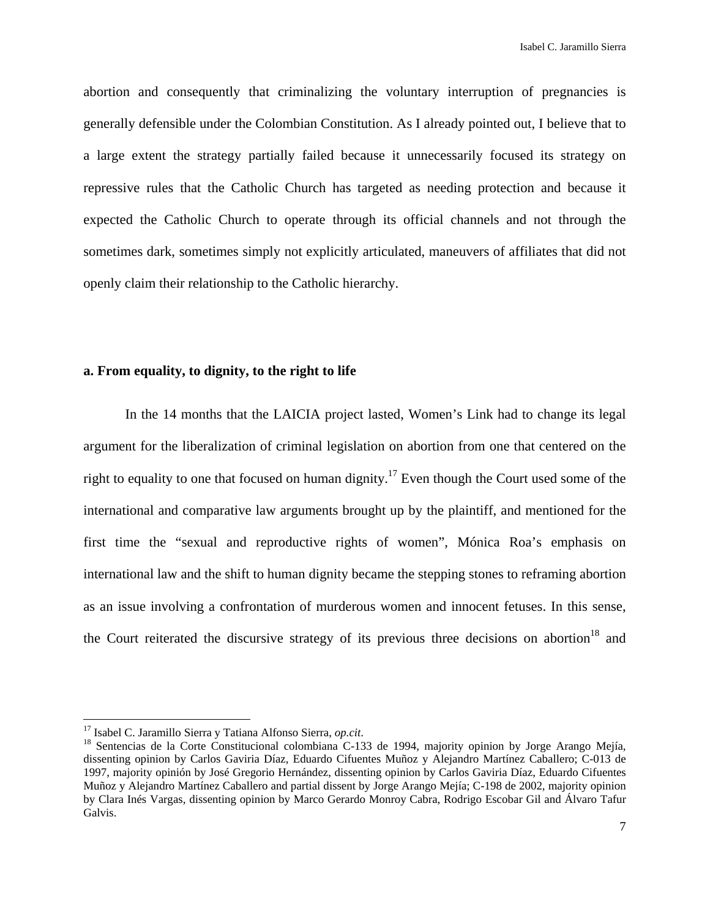abortion and consequently that criminalizing the voluntary interruption of pregnancies is generally defensible under the Colombian Constitution. As I already pointed out, I believe that to a large extent the strategy partially failed because it unnecessarily focused its strategy on repressive rules that the Catholic Church has targeted as needing protection and because it expected the Catholic Church to operate through its official channels and not through the sometimes dark, sometimes simply not explicitly articulated, maneuvers of affiliates that did not openly claim their relationship to the Catholic hierarchy.

**a. From equality, to dignity, to the right to life**

In the 14 months that the LAICIA project lasted, Women's Link had to change its legal argument for the liberalization of criminal legislation on abortion from one that centered on the right to equality to one that focused on human dignity.[17] Even though the Court used some of the international and comparative law arguments brought up by the plaintiff, and mentioned for the first time the "sexual and reproductive rights of women", Mónica Roa's emphasis on international law and the shift to human dignity became the stepping stones to reframing abortion as an issue involving a confrontation of murderous women and innocent fetuses. In this sense, the Court reiterated the discursive strategy of its previous three decisions on abortion[18] and

[17] Isabel C. Jaramillo Sierra y Tatiana Alfonso Sierra, *op.cit*.

[18] Sentencias de la Corte Constitucional colombiana C-133 de 1994, majority opinion by Jorge Arango Mejía, dissenting opinion by Carlos Gaviria Díaz, Eduardo Cifuentes Muñoz y Alejandro Martínez Caballero; C-013 de 1997, majority opinión by José Gregorio Hernández, dissenting opinion by Carlos Gaviria Díaz, Eduardo Cifuentes Muñoz y Alejandro Martínez Caballero and partial dissent by Jorge Arango Mejía; C-198 de 2002, majority opinion by Clara Inés Vargas, dissenting opinion by Marco Gerardo Monroy Cabra, Rodrigo Escobar Gil and Álvaro Tafur Galvis.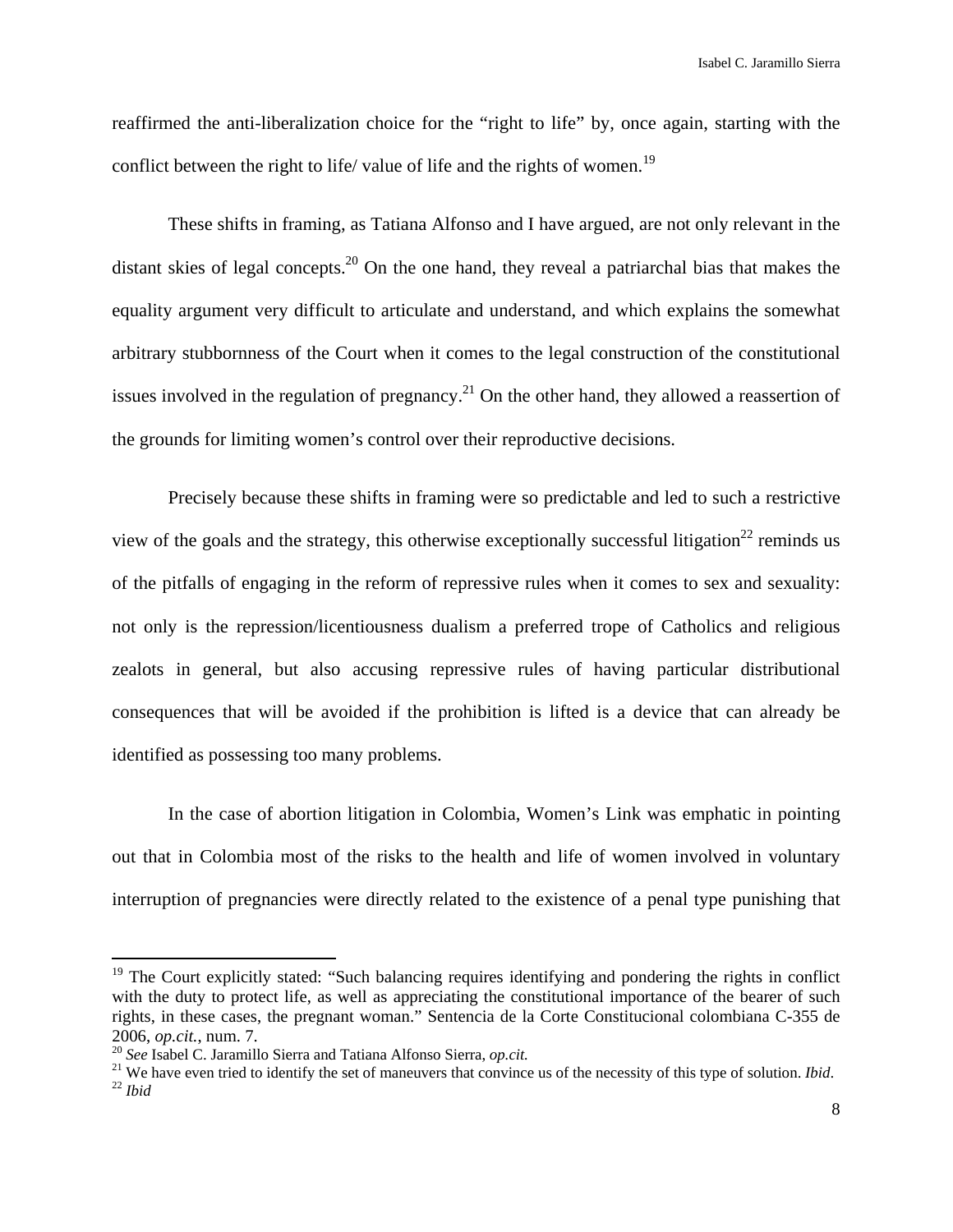reaffirmed the anti-liberalization choice for the "right to life" by, once again, starting with the conflict between the right to life/ value of life and the rights of women.[19]

These shifts in framing, as Tatiana Alfonso and I have argued, are not only relevant in the distant skies of legal concepts.[20] On the one hand, they reveal a patriarchal bias that makes the equality argument very difficult to articulate and understand, and which explains the somewhat arbitrary stubbornness of the Court when it comes to the legal construction of the constitutional issues involved in the regulation of pregnancy.[21] On the other hand, they allowed a reassertion of the grounds for limiting women's control over their reproductive decisions.

Precisely because these shifts in framing were so predictable and led to such a restrictive view of the goals and the strategy, this otherwise exceptionally successful litigation[22] reminds us of the pitfalls of engaging in the reform of repressive rules when it comes to sex and sexuality: not only is the repression/licentiousness dualism a preferred trope of Catholics and religious zealots in general, but also accusing repressive rules of having particular distributional consequences that will be avoided if the prohibition is lifted is a device that can already be identified as possessing too many problems.

In the case of abortion litigation in Colombia, Women's Link was emphatic in pointing out that in Colombia most of the risks to the health and life of women involved in voluntary interruption of pregnancies were directly related to the existence of a penal type punishing that

---

[19] The Court explicitly stated: "Such balancing requires identifying and pondering the rights in conflict with the duty to protect life, as well as appreciating the constitutional importance of the bearer of such rights, in these cases, the pregnant woman." Sentencia de la Corte Constitucional colombiana C-355 de 2006, *op.cit.*, num. 7.

[20] *See* Isabel C. Jaramillo Sierra and Tatiana Alfonso Sierra, *op.cit.*

[21] We have even tried to identify the set of maneuvers that convince us of the necessity of this type of solution. *Ibid*.

[22] *Ibid*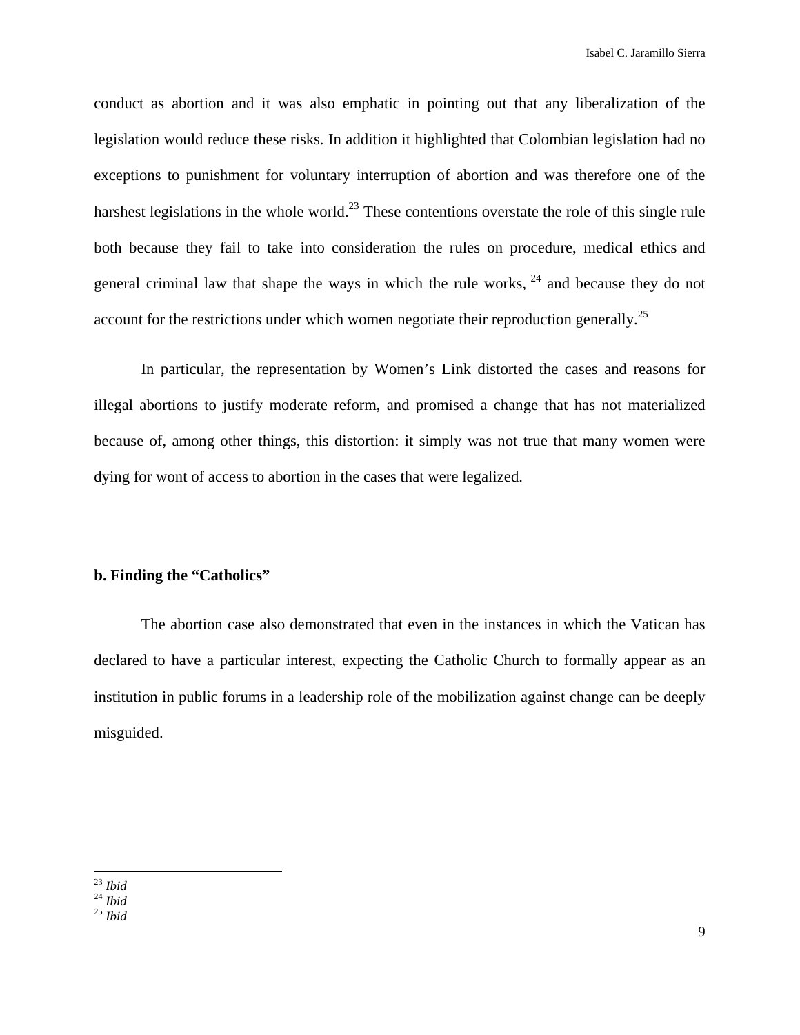conduct as abortion and it was also emphatic in pointing out that any liberalization of the legislation would reduce these risks. In addition it highlighted that Colombian legislation had no exceptions to punishment for voluntary interruption of abortion and was therefore one of the harshest legislations in the whole world.[23] These contentions overstate the role of this single rule both because they fail to take into consideration the rules on procedure, medical ethics and general criminal law that shape the ways in which the rule works, [24] and because they do not account for the restrictions under which women negotiate their reproduction generally.[25]

In particular, the representation by Women's Link distorted the cases and reasons for illegal abortions to justify moderate reform, and promised a change that has not materialized because of, among other things, this distortion: it simply was not true that many women were dying for wont of access to abortion in the cases that were legalized.

**b. Finding the "Catholics"**

The abortion case also demonstrated that even in the instances in which the Vatican has declared to have a particular interest, expecting the Catholic Church to formally appear as an institution in public forums in a leadership role of the mobilization against change can be deeply misguided.

---

[23] *Ibid*
[24] *Ibid*
[25] *Ibid*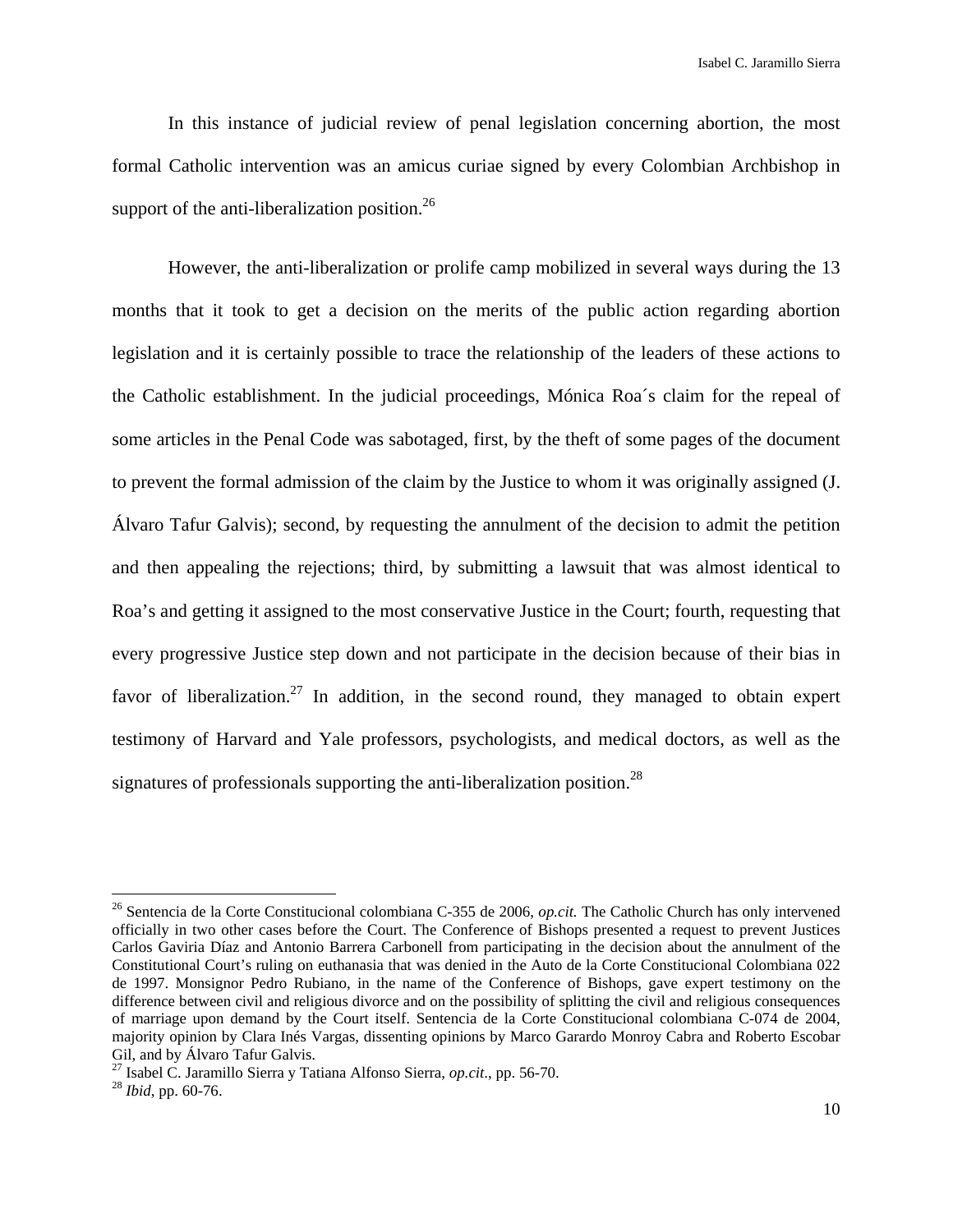In this instance of judicial review of penal legislation concerning abortion, the most formal Catholic intervention was an amicus curiae signed by every Colombian Archbishop in support of the anti-liberalization position.[26]

However, the anti-liberalization or prolife camp mobilized in several ways during the 13 months that it took to get a decision on the merits of the public action regarding abortion legislation and it is certainly possible to trace the relationship of the leaders of these actions to the Catholic establishment. In the judicial proceedings, Mónica Roa´s claim for the repeal of some articles in the Penal Code was sabotaged, first, by the theft of some pages of the document to prevent the formal admission of the claim by the Justice to whom it was originally assigned (J. Álvaro Tafur Galvis); second, by requesting the annulment of the decision to admit the petition and then appealing the rejections; third, by submitting a lawsuit that was almost identical to Roa's and getting it assigned to the most conservative Justice in the Court; fourth, requesting that every progressive Justice step down and not participate in the decision because of their bias in favor of liberalization.[27] In addition, in the second round, they managed to obtain expert testimony of Harvard and Yale professors, psychologists, and medical doctors, as well as the signatures of professionals supporting the anti-liberalization position.[28]

---

[26] Sentencia de la Corte Constitucional colombiana C-355 de 2006, *op.cit.* The Catholic Church has only intervened officially in two other cases before the Court. The Conference of Bishops presented a request to prevent Justices Carlos Gaviria Díaz and Antonio Barrera Carbonell from participating in the decision about the annulment of the Constitutional Court's ruling on euthanasia that was denied in the Auto de la Corte Constitucional Colombiana 022 de 1997. Monsignor Pedro Rubiano, in the name of the Conference of Bishops, gave expert testimony on the difference between civil and religious divorce and on the possibility of splitting the civil and religious consequences of marriage upon demand by the Court itself. Sentencia de la Corte Constitucional colombiana C-074 de 2004, majority opinion by Clara Inés Vargas, dissenting opinions by Marco Garardo Monroy Cabra and Roberto Escobar Gil, and by Álvaro Tafur Galvis.

[27] Isabel C. Jaramillo Sierra y Tatiana Alfonso Sierra, *op.cit*., pp. 56-70.

[28] *Ibid*, pp. 60-76.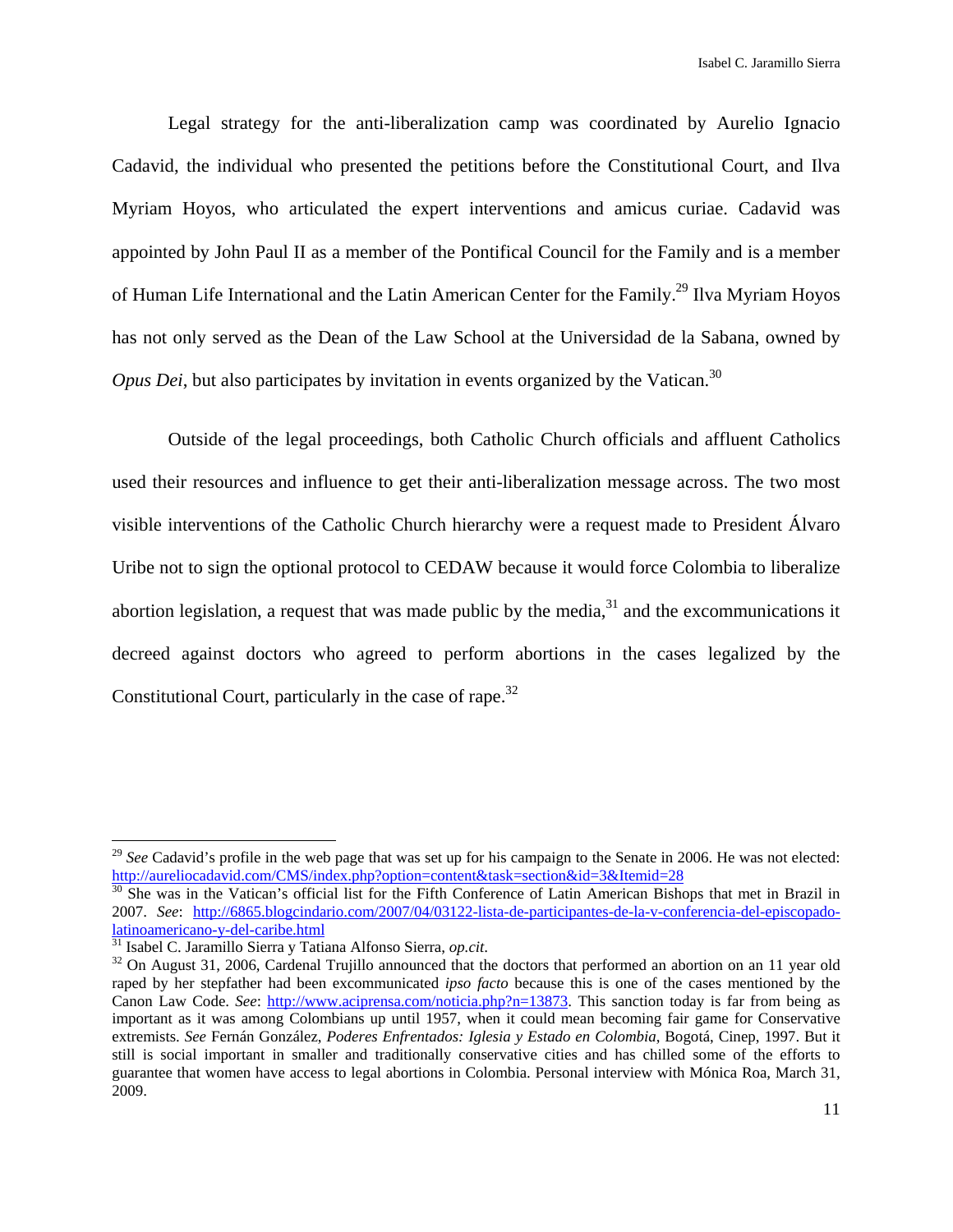Legal strategy for the anti-liberalization camp was coordinated by Aurelio Ignacio Cadavid, the individual who presented the petitions before the Constitutional Court, and Ilva Myriam Hoyos, who articulated the expert interventions and amicus curiae. Cadavid was appointed by John Paul II as a member of the Pontifical Council for the Family and is a member of Human Life International and the Latin American Center for the Family.[29] Ilva Myriam Hoyos has not only served as the Dean of the Law School at the Universidad de la Sabana, owned by *Opus Dei*, but also participates by invitation in events organized by the Vatican.[30]

Outside of the legal proceedings, both Catholic Church officials and affluent Catholics used their resources and influence to get their anti-liberalization message across. The two most visible interventions of the Catholic Church hierarchy were a request made to President Álvaro Uribe not to sign the optional protocol to CEDAW because it would force Colombia to liberalize abortion legislation, a request that was made public by the media,[31] and the excommunications it decreed against doctors who agreed to perform abortions in the cases legalized by the Constitutional Court, particularly in the case of rape.[32]

---

[29] *See* Cadavid's profile in the web page that was set up for his campaign to the Senate in 2006. He was not elected: http://aureliocadavid.com/CMS/index.php?option=content&task=section&id=3&Itemid=28

[30] She was in the Vatican's official list for the Fifth Conference of Latin American Bishops that met in Brazil in 2007. *See*: http://6865.blogcindario.com/2007/04/03122-lista-de-participantes-de-la-v-conferencia-del-episcopado-latinoamericano-y-del-caribe.html

[31] Isabel C. Jaramillo Sierra y Tatiana Alfonso Sierra, *op.cit*.

[32] On August 31, 2006, Cardenal Trujillo announced that the doctors that performed an abortion on an 11 year old raped by her stepfather had been excommunicated *ipso facto* because this is one of the cases mentioned by the Canon Law Code. *See*: http://www.aciprensa.com/noticia.php?n=13873. This sanction today is far from being as important as it was among Colombians up until 1957, when it could mean becoming fair game for Conservative extremists. *See* Fernán González, *Poderes Enfrentados: Iglesia y Estado en Colombia*, Bogotá, Cinep, 1997. But it still is social important in smaller and traditionally conservative cities and has chilled some of the efforts to guarantee that women have access to legal abortions in Colombia. Personal interview with Mónica Roa, March 31, 2009.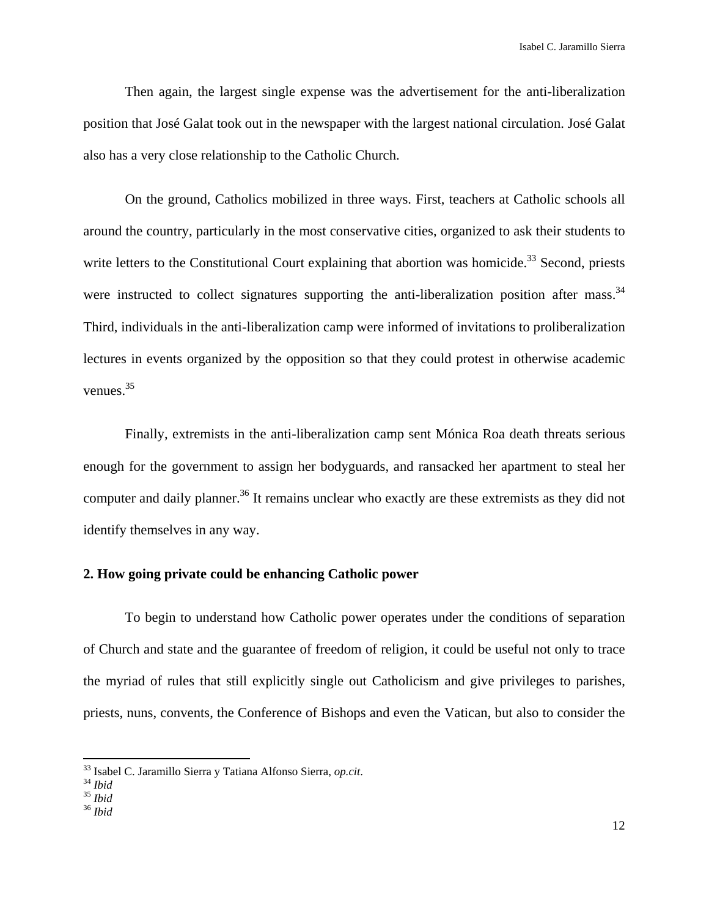Then again, the largest single expense was the advertisement for the anti-liberalization position that José Galat took out in the newspaper with the largest national circulation. José Galat also has a very close relationship to the Catholic Church.

On the ground, Catholics mobilized in three ways. First, teachers at Catholic schools all around the country, particularly in the most conservative cities, organized to ask their students to write letters to the Constitutional Court explaining that abortion was homicide.[33] Second, priests were instructed to collect signatures supporting the anti-liberalization position after mass.[34] Third, individuals in the anti-liberalization camp were informed of invitations to proliberalization lectures in events organized by the opposition so that they could protest in otherwise academic venues.[35]

Finally, extremists in the anti-liberalization camp sent Mónica Roa death threats serious enough for the government to assign her bodyguards, and ransacked her apartment to steal her computer and daily planner.[36] It remains unclear who exactly are these extremists as they did not identify themselves in any way.

## 2. How going private could be enhancing Catholic power

To begin to understand how Catholic power operates under the conditions of separation of Church and state and the guarantee of freedom of religion, it could be useful not only to trace the myriad of rules that still explicitly single out Catholicism and give privileges to parishes, priests, nuns, convents, the Conference of Bishops and even the Vatican, but also to consider the

---

[33] Isabel C. Jaramillo Sierra y Tatiana Alfonso Sierra, *op.cit*.
[34] *Ibid*
[35] *Ibid*
[36] *Ibid*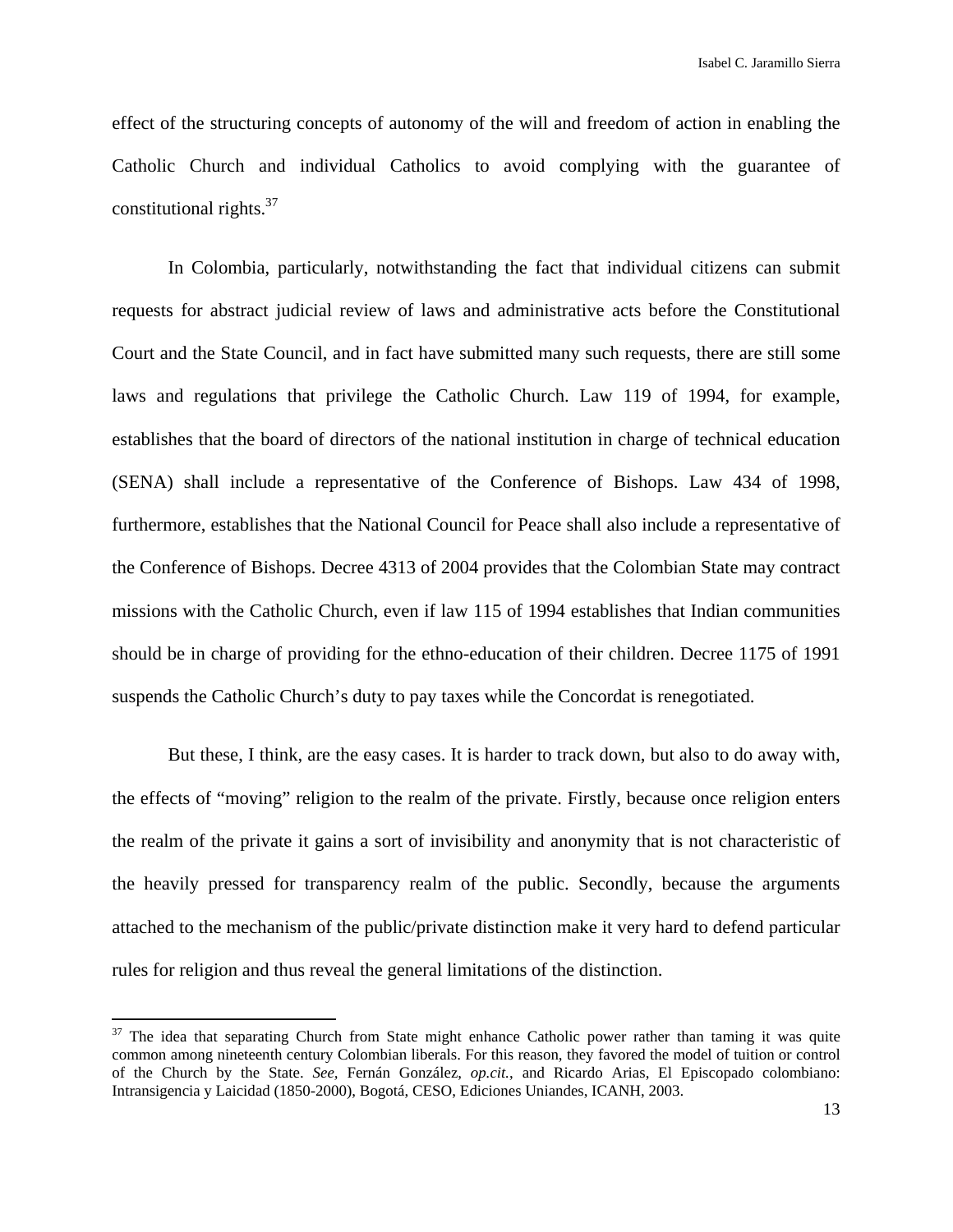effect of the structuring concepts of autonomy of the will and freedom of action in enabling the Catholic Church and individual Catholics to avoid complying with the guarantee of constitutional rights.[37]

In Colombia, particularly, notwithstanding the fact that individual citizens can submit requests for abstract judicial review of laws and administrative acts before the Constitutional Court and the State Council, and in fact have submitted many such requests, there are still some laws and regulations that privilege the Catholic Church. Law 119 of 1994, for example, establishes that the board of directors of the national institution in charge of technical education (SENA) shall include a representative of the Conference of Bishops. Law 434 of 1998, furthermore, establishes that the National Council for Peace shall also include a representative of the Conference of Bishops. Decree 4313 of 2004 provides that the Colombian State may contract missions with the Catholic Church, even if law 115 of 1994 establishes that Indian communities should be in charge of providing for the ethno-education of their children. Decree 1175 of 1991 suspends the Catholic Church's duty to pay taxes while the Concordat is renegotiated.

But these, I think, are the easy cases. It is harder to track down, but also to do away with, the effects of "moving" religion to the realm of the private. Firstly, because once religion enters the realm of the private it gains a sort of invisibility and anonymity that is not characteristic of the heavily pressed for transparency realm of the public. Secondly, because the arguments attached to the mechanism of the public/private distinction make it very hard to defend particular rules for religion and thus reveal the general limitations of the distinction.

---

[37] The idea that separating Church from State might enhance Catholic power rather than taming it was quite common among nineteenth century Colombian liberals. For this reason, they favored the model of tuition or control of the Church by the State. *See*, Fernán González, *op.cit.*, and Ricardo Arias, El Episcopado colombiano: Intransigencia y Laicidad (1850-2000), Bogotá, CESO, Ediciones Uniandes, ICANH, 2003.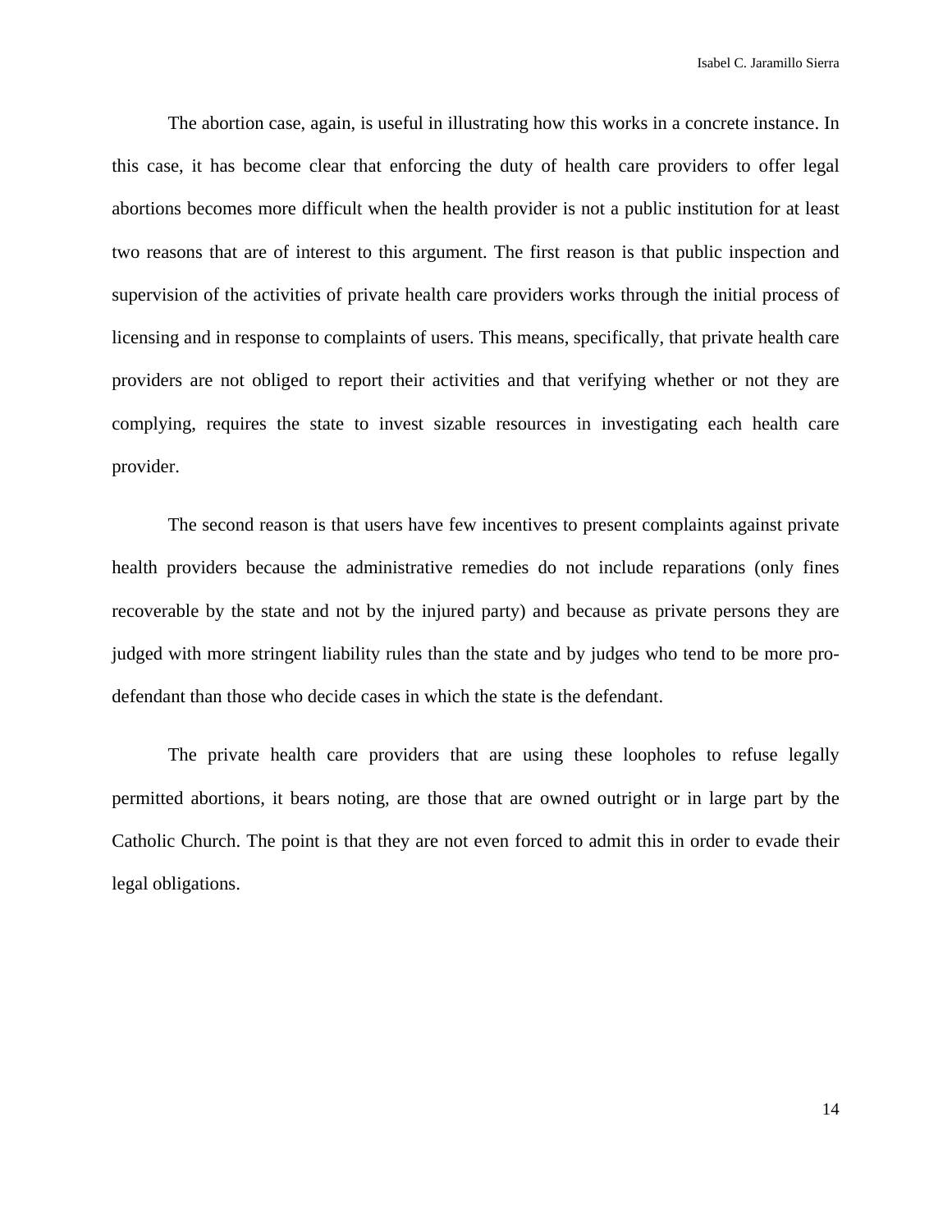The abortion case, again, is useful in illustrating how this works in a concrete instance. In this case, it has become clear that enforcing the duty of health care providers to offer legal abortions becomes more difficult when the health provider is not a public institution for at least two reasons that are of interest to this argument. The first reason is that public inspection and supervision of the activities of private health care providers works through the initial process of licensing and in response to complaints of users. This means, specifically, that private health care providers are not obliged to report their activities and that verifying whether or not they are complying, requires the state to invest sizable resources in investigating each health care provider.

The second reason is that users have few incentives to present complaints against private health providers because the administrative remedies do not include reparations (only fines recoverable by the state and not by the injured party) and because as private persons they are judged with more stringent liability rules than the state and by judges who tend to be more pro-defendant than those who decide cases in which the state is the defendant.

The private health care providers that are using these loopholes to refuse legally permitted abortions, it bears noting, are those that are owned outright or in large part by the Catholic Church. The point is that they are not even forced to admit this in order to evade their legal obligations.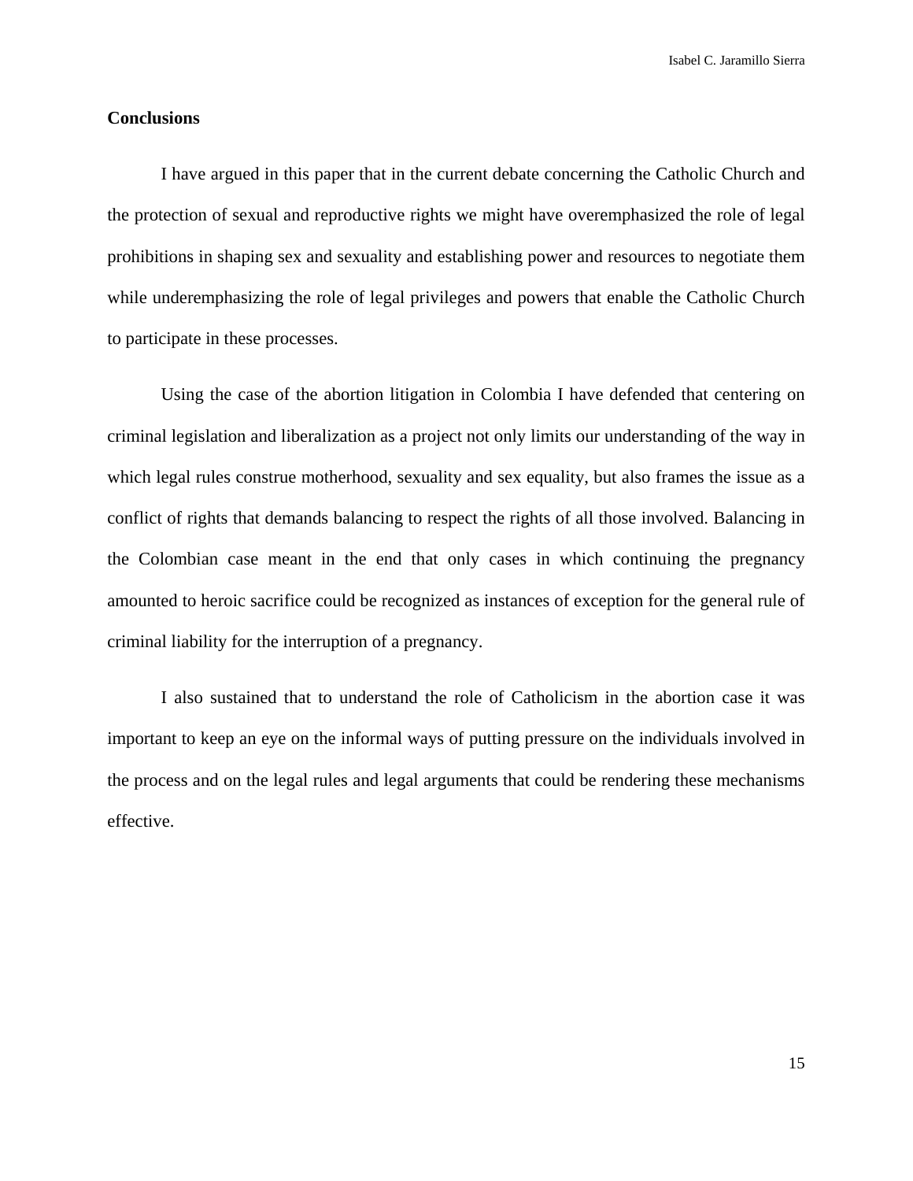## Conclusions

I have argued in this paper that in the current debate concerning the Catholic Church and the protection of sexual and reproductive rights we might have overemphasized the role of legal prohibitions in shaping sex and sexuality and establishing power and resources to negotiate them while underemphasizing the role of legal privileges and powers that enable the Catholic Church to participate in these processes.

Using the case of the abortion litigation in Colombia I have defended that centering on criminal legislation and liberalization as a project not only limits our understanding of the way in which legal rules construe motherhood, sexuality and sex equality, but also frames the issue as a conflict of rights that demands balancing to respect the rights of all those involved. Balancing in the Colombian case meant in the end that only cases in which continuing the pregnancy amounted to heroic sacrifice could be recognized as instances of exception for the general rule of criminal liability for the interruption of a pregnancy.

I also sustained that to understand the role of Catholicism in the abortion case it was important to keep an eye on the informal ways of putting pressure on the individuals involved in the process and on the legal rules and legal arguments that could be rendering these mechanisms effective.